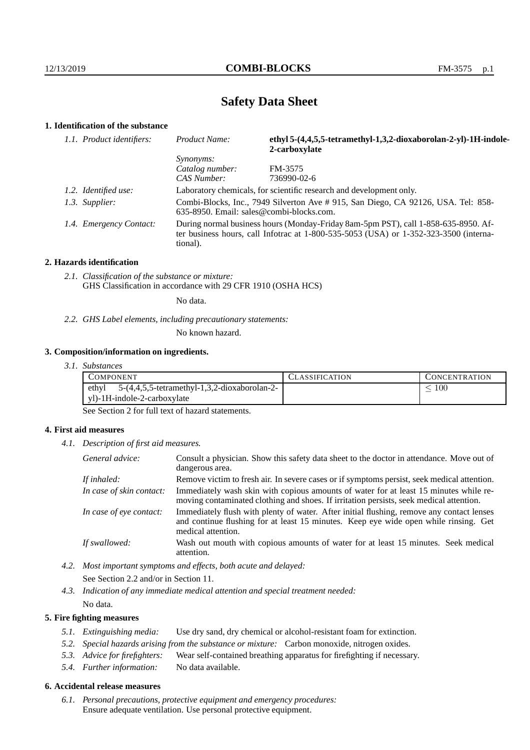# Safety Data Sheet

## 1. Identification of the substance

| 1.1. Product identifiers: | Product Name: | **ethyl 5-(4,4,5,5-tetramethyl-1,3,2-dioxaborolan-2-yl)-1H-indole-2-carboxylate** |
|---|---|---|
| | Synonyms: | |
| | Catalog number: | FM-3575 |
| | CAS Number: | 736990-02-6 |

*1.2. Identified use:* Laboratory chemicals, for scientific research and development only.

*1.3. Supplier:* Combi-Blocks, Inc., 7949 Silverton Ave # 915, San Diego, CA 92126, USA. Tel: 858-635-8950. Email: sales@combi-blocks.com.

*1.4. Emergency Contact:* During normal business hours (Monday-Friday 8am-5pm PST), call 1-858-635-8950. After business hours, call Infotrac at 1-800-535-5053 (USA) or 1-352-323-3500 (international).

## 2. Hazards identification

*2.1. Classification of the substance or mixture:*
GHS Classification in accordance with 29 CFR 1910 (OSHA HCS)

No data.

*2.2. GHS Label elements, including precautionary statements:*

No known hazard.

## 3. Composition/information on ingredients.

*3.1. Substances*

| COMPONENT | CLASSIFICATION | CONCENTRATION |
|---|---|---|
| ethyl 5-(4,4,5,5-tetramethyl-1,3,2-dioxaborolan-2-yl)-1H-indole-2-carboxylate | | $\leq 100$ |

See Section 2 for full text of hazard statements.

## 4. First aid measures

*4.1. Description of first aid measures.*

*General advice:* Consult a physician. Show this safety data sheet to the doctor in attendance. Move out of dangerous area.

*If inhaled:* Remove victim to fresh air. In severe cases or if symptoms persist, seek medical attention.

*In case of skin contact:* Immediately wash skin with copious amounts of water for at least 15 minutes while removing contaminated clothing and shoes. If irritation persists, seek medical attention.

*In case of eye contact:* Immediately flush with plenty of water. After initial flushing, remove any contact lenses and continue flushing for at least 15 minutes. Keep eye wide open while rinsing. Get medical attention.

*If swallowed:* Wash out mouth with copious amounts of water for at least 15 minutes. Seek medical attention.

*4.2. Most important symptoms and effects, both acute and delayed:*

See Section 2.2 and/or in Section 11.

*4.3. Indication of any immediate medical attention and special treatment needed:*

No data.

## 5. Fire fighting measures

*5.1. Extinguishing media:* Use dry sand, dry chemical or alcohol-resistant foam for extinction.

*5.2. Special hazards arising from the substance or mixture:* Carbon monoxide, nitrogen oxides.

*5.3. Advice for firefighters:* Wear self-contained breathing apparatus for firefighting if necessary.

*5.4. Further information:* No data available.

## 6. Accidental release measures

*6.1. Personal precautions, protective equipment and emergency procedures:*
Ensure adequate ventilation. Use personal protective equipment.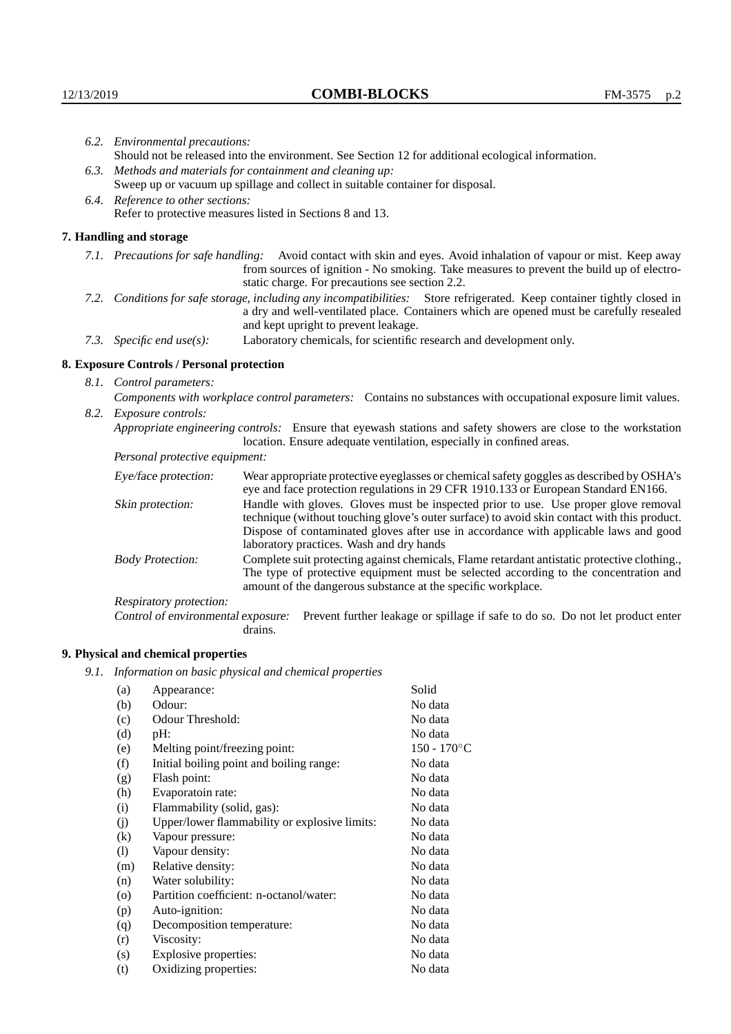6.2. *Environmental precautions:*
Should not be released into the environment. See Section 12 for additional ecological information.

6.3. *Methods and materials for containment and cleaning up:*
Sweep up or vacuum up spillage and collect in suitable container for disposal.

6.4. *Reference to other sections:*
Refer to protective measures listed in Sections 8 and 13.

## 7. Handling and storage

7.1. *Precautions for safe handling:* Avoid contact with skin and eyes. Avoid inhalation of vapour or mist. Keep away from sources of ignition - No smoking. Take measures to prevent the build up of electrostatic charge. For precautions see section 2.2.

7.2. *Conditions for safe storage, including any incompatibilities:* Store refrigerated. Keep container tightly closed in a dry and well-ventilated place. Containers which are opened must be carefully resealed and kept upright to prevent leakage.

7.3. *Specific end use(s):* Laboratory chemicals, for scientific research and development only.

## 8. Exposure Controls / Personal protection

8.1. *Control parameters:*

*Components with workplace control parameters:* Contains no substances with occupational exposure limit values.

8.2. *Exposure controls:*

*Appropriate engineering controls:* Ensure that eyewash stations and safety showers are close to the workstation location. Ensure adequate ventilation, especially in confined areas.

*Personal protective equipment:*

*Eye/face protection:* Wear appropriate protective eyeglasses or chemical safety goggles as described by OSHA's eye and face protection regulations in 29 CFR 1910.133 or European Standard EN166.

*Skin protection:* Handle with gloves. Gloves must be inspected prior to use. Use proper glove removal technique (without touching glove's outer surface) to avoid skin contact with this product. Dispose of contaminated gloves after use in accordance with applicable laws and good laboratory practices. Wash and dry hands

*Body Protection:* Complete suit protecting against chemicals, Flame retardant antistatic protective clothing., The type of protective equipment must be selected according to the concentration and amount of the dangerous substance at the specific workplace.

*Respiratory protection:*

*Control of environmental exposure:* Prevent further leakage or spillage if safe to do so. Do not let product enter drains.

## 9. Physical and chemical properties

9.1. *Information on basic physical and chemical properties*

| | | |
|---|---|---|
| (a) | Appearance: | Solid |
| (b) | Odour: | No data |
| (c) | Odour Threshold: | No data |
| (d) | pH: | No data |
| (e) | Melting point/freezing point: | 150 - 170°C |
| (f) | Initial boiling point and boiling range: | No data |
| (g) | Flash point: | No data |
| (h) | Evaporatoin rate: | No data |
| (i) | Flammability (solid, gas): | No data |
| (j) | Upper/lower flammability or explosive limits: | No data |
| (k) | Vapour pressure: | No data |
| (l) | Vapour density: | No data |
| (m) | Relative density: | No data |
| (n) | Water solubility: | No data |
| (o) | Partition coefficient: n-octanol/water: | No data |
| (p) | Auto-ignition: | No data |
| (q) | Decomposition temperature: | No data |
| (r) | Viscosity: | No data |
| (s) | Explosive properties: | No data |
| (t) | Oxidizing properties: | No data |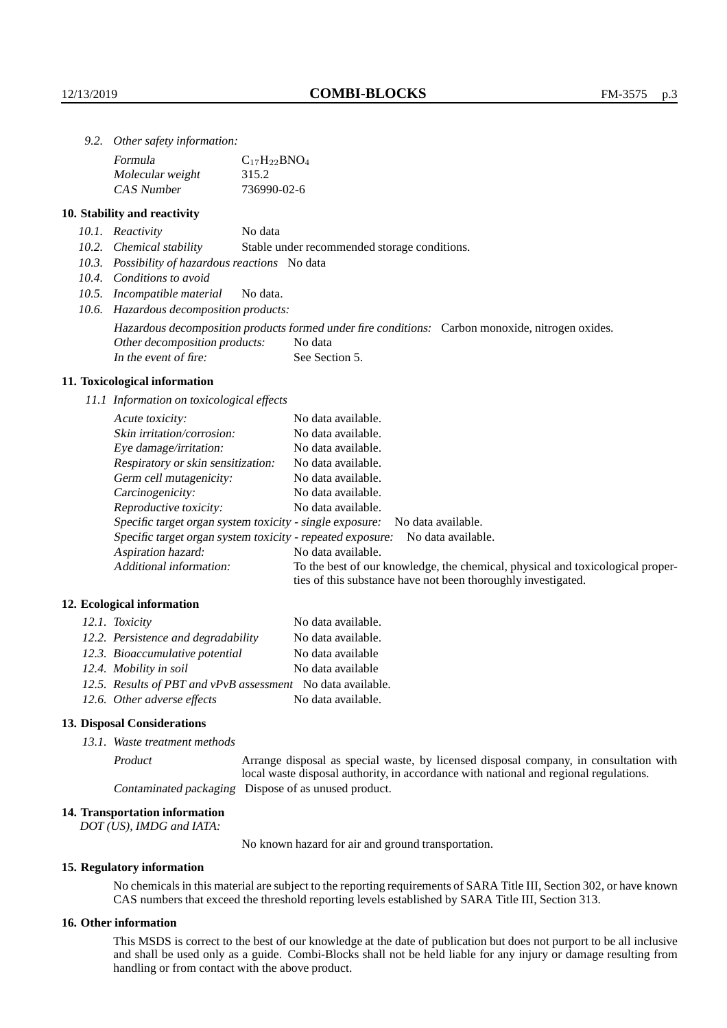*9.2. Other safety information:*

| | |
|---|---|
| *Formula* | $C_{17}H_{22}BNO_4$ |
| *Molecular weight* | 315.2 |
| *CAS Number* | 736990-02-6 |

## 10. Stability and reactivity

*10.1. Reactivity* No data

*10.2. Chemical stability* Stable under recommended storage conditions.

*10.3. Possibility of hazardous reactions* No data

*10.4. Conditions to avoid*

*10.5. Incompatible material* No data.

*10.6. Hazardous decomposition products:*

*Hazardous decomposition products formed under fire conditions:* Carbon monoxide, nitrogen oxides.

*Other decomposition products:* No data

*In the event of fire:* See Section 5.

## 11. Toxicological information

*11.1 Information on toxicological effects*

| | |
|---|---|
| *Acute toxicity:* | No data available. |
| *Skin irritation/corrosion:* | No data available. |
| *Eye damage/irritation:* | No data available. |
| *Respiratory or skin sensitization:* | No data available. |
| *Germ cell mutagenicity:* | No data available. |
| *Carcinogenicity:* | No data available. |
| *Reproductive toxicity:* | No data available. |
| *Specific target organ system toxicity - single exposure:* | No data available. |
| *Specific target organ system toxicity - repeated exposure:* | No data available. |
| *Aspiration hazard:* | No data available. |
| *Additional information:* | To the best of our knowledge, the chemical, physical and toxicological properties of this substance have not been thoroughly investigated. |

## 12. Ecological information

| | |
|---|---|
| *12.1. Toxicity* | No data available. |
| *12.2. Persistence and degradability* | No data available. |
| *12.3. Bioaccumulative potential* | No data available |
| *12.4. Mobility in soil* | No data available |
| *12.5. Results of PBT and vPvB assessment* | No data available. |
| *12.6. Other adverse effects* | No data available. |

## 13. Disposal Considerations

*13.1. Waste treatment methods*

*Product* Arrange disposal as special waste, by licensed disposal company, in consultation with local waste disposal authority, in accordance with national and regional regulations.

*Contaminated packaging* Dispose of as unused product.

## 14. Transportation information

*DOT (US), IMDG and IATA:*

No known hazard for air and ground transportation.

## 15. Regulatory information

No chemicals in this material are subject to the reporting requirements of SARA Title III, Section 302, or have known CAS numbers that exceed the threshold reporting levels established by SARA Title III, Section 313.

## 16. Other information

This MSDS is correct to the best of our knowledge at the date of publication but does not purport to be all inclusive and shall be used only as a guide. Combi-Blocks shall not be held liable for any injury or damage resulting from handling or from contact with the above product.